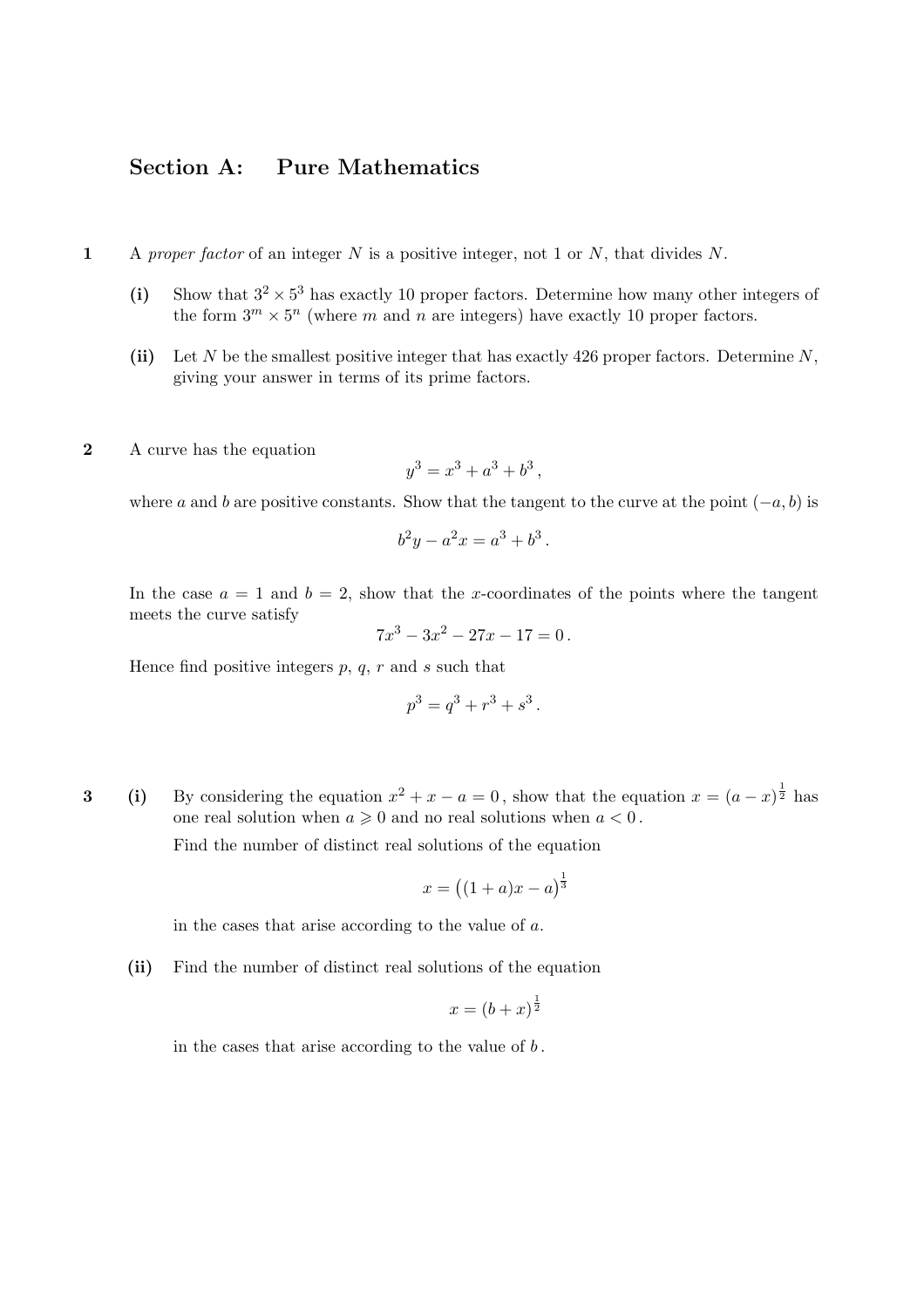## Section A: Pure Mathematics

**1** A *proper factor* of an integer $N$ is a positive integer, not 1 or $N$, that divides $N$.

**(i)** Show that $3^2 \times 5^3$ has exactly 10 proper factors. Determine how many other integers of the form $3^m \times 5^n$ (where $m$ and $n$ are integers) have exactly 10 proper factors.

**(ii)** Let $N$ be the smallest positive integer that has exactly 426 proper factors. Determine $N$, giving your answer in terms of its prime factors.

**2** A curve has the equation

$$y^3 = x^3 + a^3 + b^3 ,$$

where $a$ and $b$ are positive constants. Show that the tangent to the curve at the point $(-a, b)$ is

$$b^2 y - a^2 x = a^3 + b^3 .$$

In the case $a = 1$ and $b = 2$, show that the $x$-coordinates of the points where the tangent meets the curve satisfy

$$7x^3 - 3x^2 - 27x - 17 = 0 .$$

Hence find positive integers $p$, $q$, $r$ and $s$ such that

$$p^3 = q^3 + r^3 + s^3 .$$

**3** **(i)** By considering the equation $x^2 + x - a = 0$, show that the equation $x = (a - x)^{\frac{1}{2}}$ has one real solution when $a \geqslant 0$ and no real solutions when $a < 0$.

Find the number of distinct real solutions of the equation

$$x = \big((1 + a)x - a\big)^{\frac{1}{3}}$$

in the cases that arise according to the value of $a$.

**(ii)** Find the number of distinct real solutions of the equation

$$x = (b + x)^{\frac{1}{2}}$$

in the cases that arise according to the value of $b$.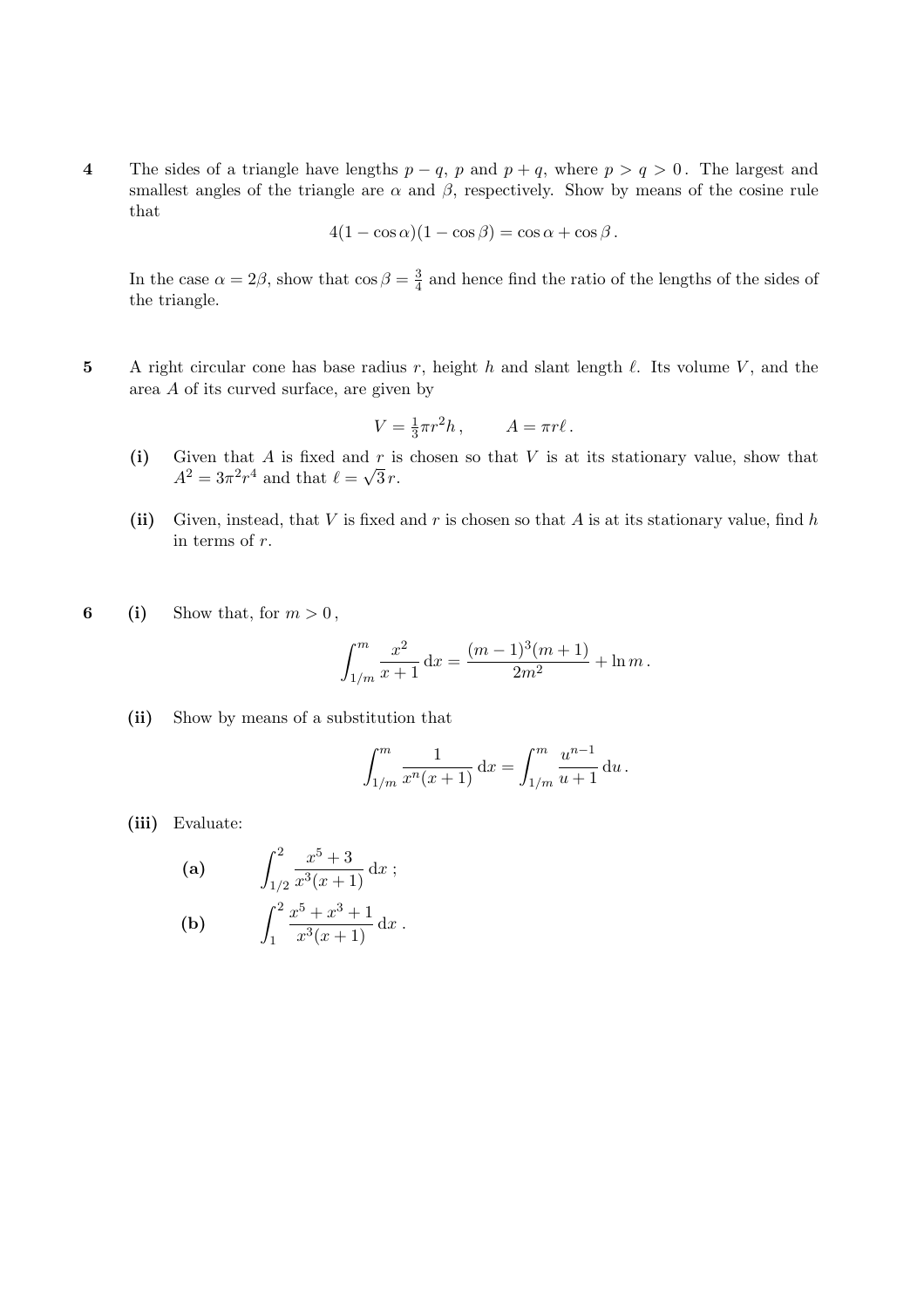**4** The sides of a triangle have lengths $p-q$, $p$ and $p+q$, where $p > q > 0$. The largest and smallest angles of the triangle are $\alpha$ and $\beta$, respectively. Show by means of the cosine rule that

$$4(1-\cos\alpha)(1-\cos\beta) = \cos\alpha + \cos\beta\,.$$

In the case $\alpha = 2\beta$, show that $\cos\beta = \frac{3}{4}$ and hence find the ratio of the lengths of the sides of the triangle.

**5** A right circular cone has base radius $r$, height $h$ and slant length $\ell$. Its volume $V$, and the area $A$ of its curved surface, are given by

$$V = \tfrac{1}{3}\pi r^2 h\,, \qquad A = \pi r \ell\,.$$

**(i)** Given that $A$ is fixed and $r$ is chosen so that $V$ is at its stationary value, show that $A^2 = 3\pi^2 r^4$ and that $\ell = \sqrt{3}\,r$.

**(ii)** Given, instead, that $V$ is fixed and $r$ is chosen so that $A$ is at its stationary value, find $h$ in terms of $r$.

**6** **(i)** Show that, for $m > 0$,

$$\int_{1/m}^{m} \frac{x^2}{x+1}\,\mathrm{d}x = \frac{(m-1)^3(m+1)}{2m^2} + \ln m\,.$$

**(ii)** Show by means of a substitution that

$$\int_{1/m}^{m} \frac{1}{x^n(x+1)}\,\mathrm{d}x = \int_{1/m}^{m} \frac{u^{n-1}}{u+1}\,\mathrm{d}u\,.$$

**(iii)** Evaluate:

**(a)** $$\int_{1/2}^{2} \frac{x^5+3}{x^3(x+1)}\,\mathrm{d}x\,;$$

**(b)** $$\int_{1}^{2} \frac{x^5+x^3+1}{x^3(x+1)}\,\mathrm{d}x\,.$$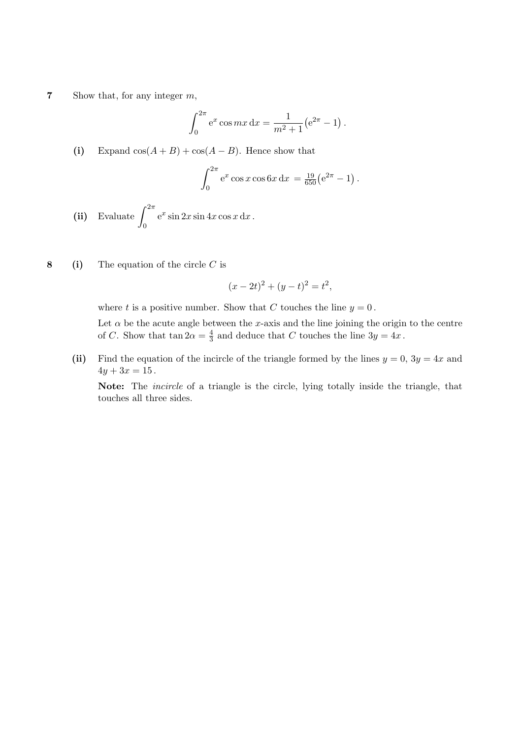**7** Show that, for any integer $m$,

$$\int_0^{2\pi} \mathrm{e}^x \cos mx \, \mathrm{d}x = \frac{1}{m^2+1}\left(\mathrm{e}^{2\pi} - 1\right).$$

**(i)** Expand $\cos(A+B) + \cos(A-B)$. Hence show that

$$\int_0^{2\pi} \mathrm{e}^x \cos x \cos 6x \, \mathrm{d}x = \tfrac{19}{650}\left(\mathrm{e}^{2\pi} - 1\right).$$

**(ii)** Evaluate $\displaystyle\int_0^{2\pi} \mathrm{e}^x \sin 2x \sin 4x \cos x \, \mathrm{d}x$.

**8** **(i)** The equation of the circle $C$ is

$$(x-2t)^2 + (y-t)^2 = t^2,$$

where $t$ is a positive number. Show that $C$ touches the line $y = 0$.

Let $\alpha$ be the acute angle between the $x$-axis and the line joining the origin to the centre of $C$. Show that $\tan 2\alpha = \frac{4}{3}$ and deduce that $C$ touches the line $3y = 4x$.

**(ii)** Find the equation of the incircle of the triangle formed by the lines $y = 0$, $3y = 4x$ and $4y + 3x = 15$.

**Note:** The *incircle* of a triangle is the circle, lying totally inside the triangle, that touches all three sides.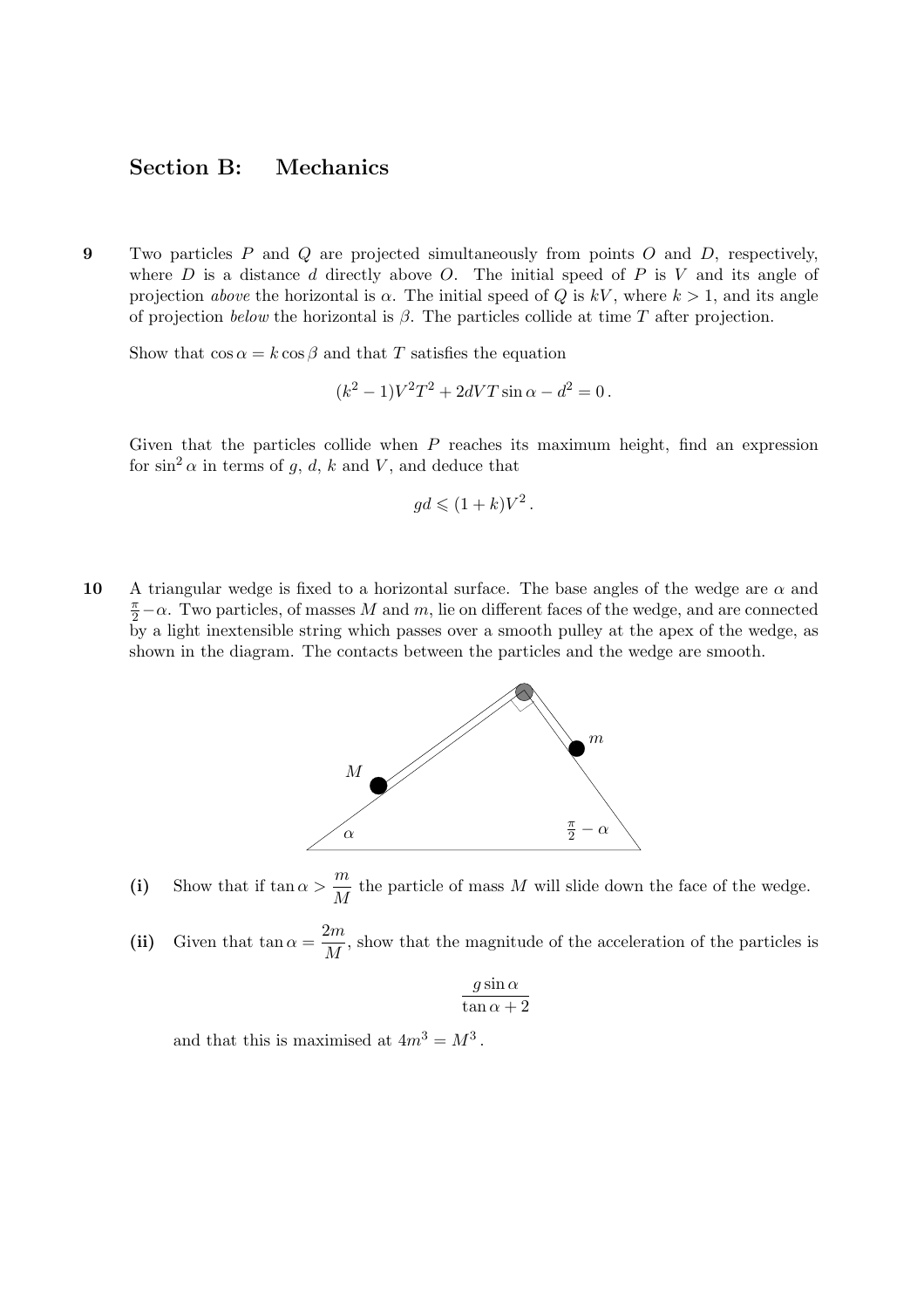## Section B: Mechanics

**9** Two particles $P$ and $Q$ are projected simultaneously from points $O$ and $D$, respectively, where $D$ is a distance $d$ directly above $O$. The initial speed of $P$ is $V$ and its angle of projection *above* the horizontal is $\alpha$. The initial speed of $Q$ is $kV$, where $k > 1$, and its angle of projection *below* the horizontal is $\beta$. The particles collide at time $T$ after projection.

Show that $\cos\alpha = k\cos\beta$ and that $T$ satisfies the equation

$$(k^2 - 1)V^2T^2 + 2dVT\sin\alpha - d^2 = 0\,.$$

Given that the particles collide when $P$ reaches its maximum height, find an expression for $\sin^2\alpha$ in terms of $g$, $d$, $k$ and $V$, and deduce that

$$gd \leqslant (1 + k)V^2\,.$$

**10** A triangular wedge is fixed to a horizontal surface. The base angles of the wedge are $\alpha$ and $\frac{\pi}{2} - \alpha$. Two particles, of masses $M$ and $m$, lie on different faces of the wedge, and are connected by a light inextensible string which passes over a smooth pulley at the apex of the wedge, as shown in the diagram. The contacts between the particles and the wedge are smooth.

**(i)** Show that if $\tan\alpha > \dfrac{m}{M}$ the particle of mass $M$ will slide down the face of the wedge.

**(ii)** Given that $\tan\alpha = \dfrac{2m}{M}$, show that the magnitude of the acceleration of the particles is

$$\frac{g\sin\alpha}{\tan\alpha + 2}$$

and that this is maximised at $4m^3 = M^3$.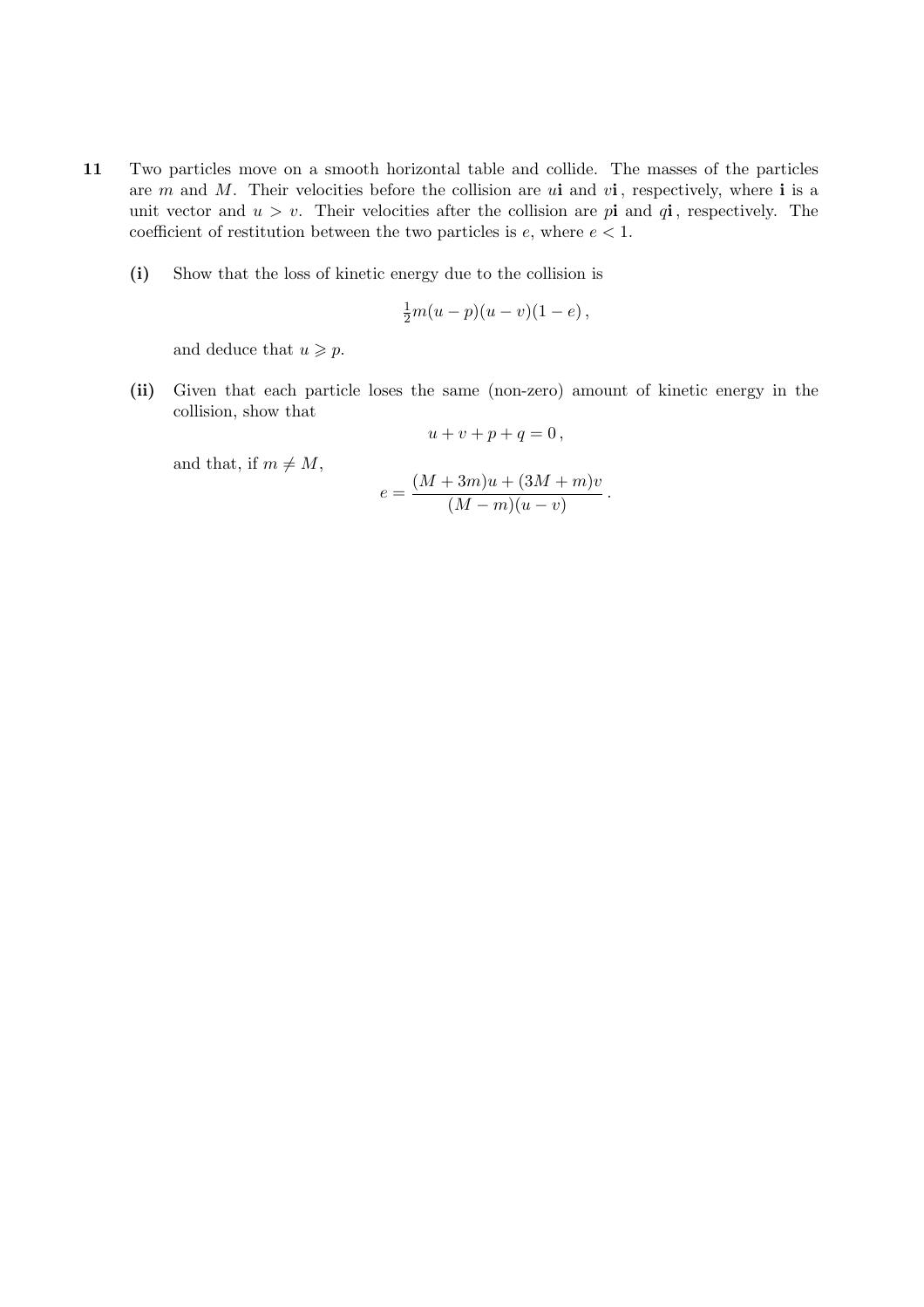**11** Two particles move on a smooth horizontal table and collide. The masses of the particles are $m$ and $M$. Their velocities before the collision are $u\mathbf{i}$ and $v\mathbf{i}$, respectively, where $\mathbf{i}$ is a unit vector and $u > v$. Their velocities after the collision are $p\mathbf{i}$ and $q\mathbf{i}$, respectively. The coefficient of restitution between the two particles is $e$, where $e < 1$.

**(i)** Show that the loss of kinetic energy due to the collision is

$$\tfrac{1}{2}m(u-p)(u-v)(1-e)\,,$$

and deduce that $u \geqslant p$.

**(ii)** Given that each particle loses the same (non-zero) amount of kinetic energy in the collision, show that

$$u+v+p+q=0\,,$$

and that, if $m \neq M$,

$$e = \frac{(M+3m)u + (3M+m)v}{(M-m)(u-v)}\,.$$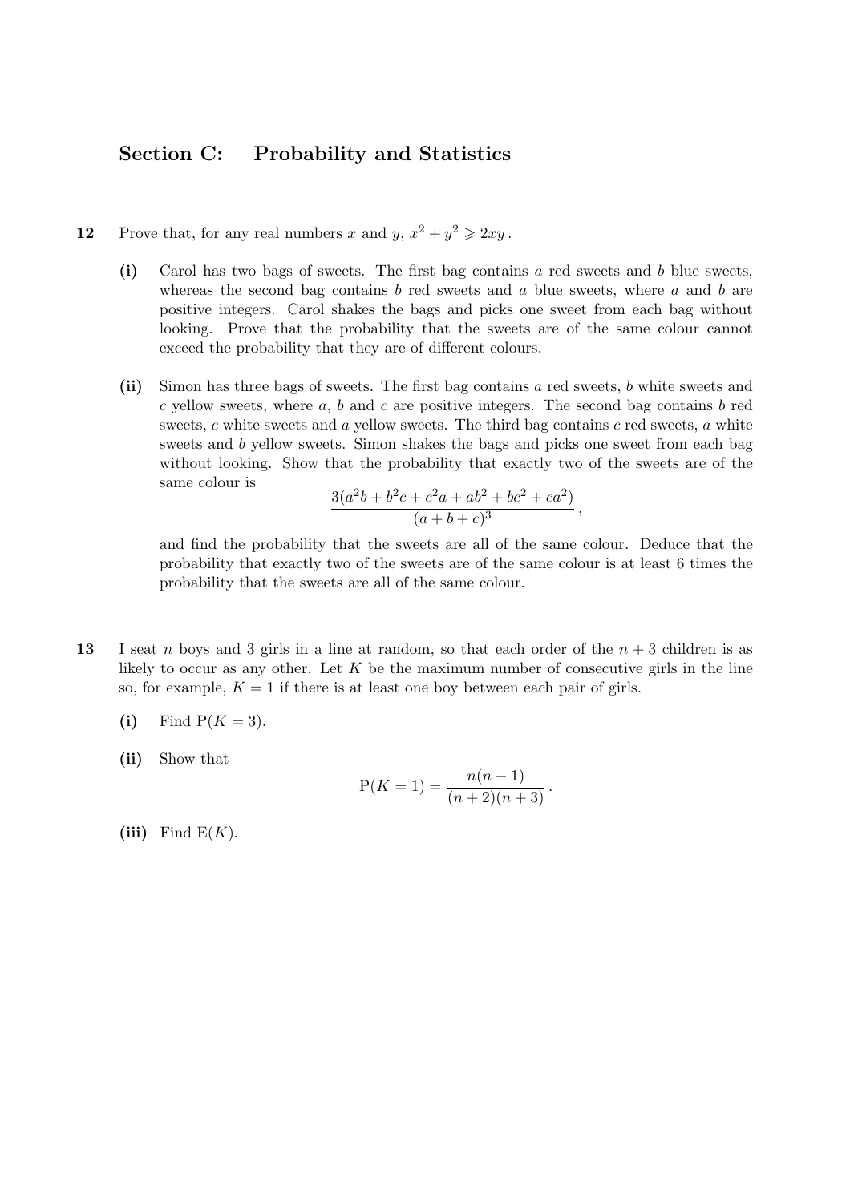## Section C: Probability and Statistics

**12** Prove that, for any real numbers $x$ and $y$, $x^2 + y^2 \geqslant 2xy$.

**(i)** Carol has two bags of sweets. The first bag contains $a$ red sweets and $b$ blue sweets, whereas the second bag contains $b$ red sweets and $a$ blue sweets, where $a$ and $b$ are positive integers. Carol shakes the bags and picks one sweet from each bag without looking. Prove that the probability that the sweets are of the same colour cannot exceed the probability that they are of different colours.

**(ii)** Simon has three bags of sweets. The first bag contains $a$ red sweets, $b$ white sweets and $c$ yellow sweets, where $a$, $b$ and $c$ are positive integers. The second bag contains $b$ red sweets, $c$ white sweets and $a$ yellow sweets. The third bag contains $c$ red sweets, $a$ white sweets and $b$ yellow sweets. Simon shakes the bags and picks one sweet from each bag without looking. Show that the probability that exactly two of the sweets are of the same colour is

$$\frac{3(a^2b + b^2c + c^2a + ab^2 + bc^2 + ca^2)}{(a+b+c)^3},$$

and find the probability that the sweets are all of the same colour. Deduce that the probability that exactly two of the sweets are of the same colour is at least 6 times the probability that the sweets are all of the same colour.

**13** I seat $n$ boys and 3 girls in a line at random, so that each order of the $n + 3$ children is as likely to occur as any other. Let $K$ be the maximum number of consecutive girls in the line so, for example, $K = 1$ if there is at least one boy between each pair of girls.

**(i)** Find $\mathrm{P}(K = 3)$.

**(ii)** Show that

$$\mathrm{P}(K = 1) = \frac{n(n-1)}{(n+2)(n+3)}.$$

**(iii)** Find $\mathrm{E}(K)$.